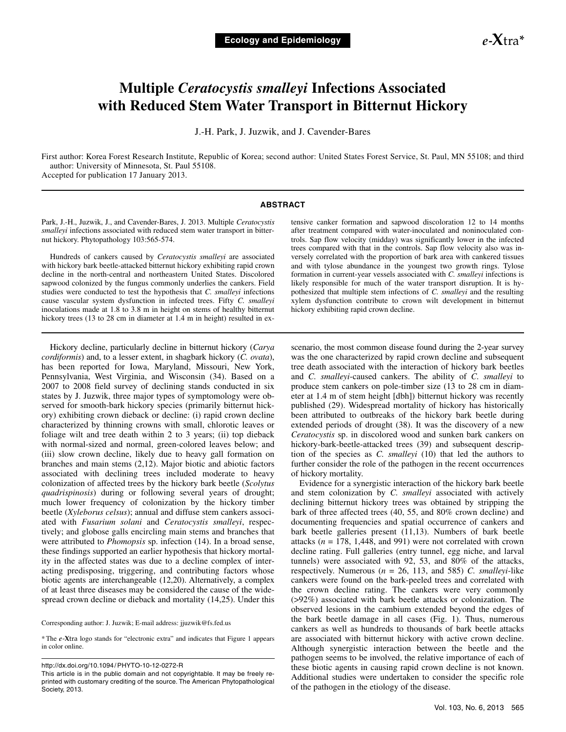Ecology and Epidemiology

*e*-Xtra*

# Multiple *Ceratocystis smalleyi* Infections Associated with Reduced Stem Water Transport in Bitternut Hickory

J.-H. Park, J. Juzwik, and J. Cavender-Bares

First author: Korea Forest Research Institute, Republic of Korea; second author: United States Forest Service, St. Paul, MN 55108; and third author: University of Minnesota, St. Paul 55108.

Accepted for publication 17 January 2013.

## ABSTRACT

Park, J.-H., Juzwik, J., and Cavender-Bares, J. 2013. Multiple *Ceratocystis smalleyi* infections associated with reduced stem water transport in bitternut hickory. Phytopathology 103:565-574.

Hundreds of cankers caused by *Ceratocystis smalleyi* are associated with hickory bark beetle-attacked bitternut hickory exhibiting rapid crown decline in the north-central and northeastern United States. Discolored sapwood colonized by the fungus commonly underlies the cankers. Field studies were conducted to test the hypothesis that *C. smalleyi* infections cause vascular system dysfunction in infected trees. Fifty *C. smalleyi* inoculations made at 1.8 to 3.8 m in height on stems of healthy bitternut hickory trees (13 to 28 cm in diameter at 1.4 m in height) resulted in extensive canker formation and sapwood discoloration 12 to 14 months after treatment compared with water-inoculated and noninoculated controls. Sap flow velocity (midday) was significantly lower in the infected trees compared with that in the controls. Sap flow velocity also was inversely correlated with the proportion of bark area with cankered tissues and with tylose abundance in the youngest two growth rings. Tylose formation in current-year vessels associated with *C. smalleyi* infections is likely responsible for much of the water transport disruption. It is hypothesized that multiple stem infections of *C. smalleyi* and the resulting xylem dysfunction contribute to crown wilt development in bitternut hickory exhibiting rapid crown decline.

Hickory decline, particularly decline in bitternut hickory (*Carya cordiformis*) and, to a lesser extent, in shagbark hickory (*C. ovata*), has been reported for Iowa, Maryland, Missouri, New York, Pennsylvania, West Virginia, and Wisconsin (34). Based on a 2007 to 2008 field survey of declining stands conducted in six states by J. Juzwik, three major types of symptomology were observed for smooth-bark hickory species (primarily bitternut hickory) exhibiting crown dieback or decline: (i) rapid crown decline characterized by thinning crowns with small, chlorotic leaves or foliage wilt and tree death within 2 to 3 years; (ii) top dieback with normal-sized and normal, green-colored leaves below; and (iii) slow crown decline, likely due to heavy gall formation on branches and main stems (2,12). Major biotic and abiotic factors associated with declining trees included moderate to heavy colonization of affected trees by the hickory bark beetle (*Scolytus quadrispinosis*) during or following several years of drought; much lower frequency of colonization by the hickory timber beetle (*Xyleborus celsus*); annual and diffuse stem cankers associated with *Fusarium solani* and *Ceratocystis smalleyi*, respectively; and globose galls encircling main stems and branches that were attributed to *Phomopsis* sp. infection (14). In a broad sense, these findings supported an earlier hypothesis that hickory mortality in the affected states was due to a decline complex of interacting predisposing, triggering, and contributing factors whose biotic agents are interchangeable (12,20). Alternatively, a complex of at least three diseases may be considered the cause of the widespread crown decline or dieback and mortality (14,25). Under this scenario, the most common disease found during the 2-year survey was the one characterized by rapid crown decline and subsequent tree death associated with the interaction of hickory bark beetles and *C. smalleyi*-caused cankers. The ability of *C. smalleyi* to produce stem cankers on pole-timber size (13 to 28 cm in diameter at 1.4 m of stem height [dbh]) bitternut hickory was recently published (29). Widespread mortality of hickory has historically been attributed to outbreaks of the hickory bark beetle during extended periods of drought (38). It was the discovery of a new *Ceratocystis* sp. in discolored wood and sunken bark cankers on hickory-bark-beetle-attacked trees (39) and subsequent description of the species as *C. smalleyi* (10) that led the authors to further consider the role of the pathogen in the recent occurrences of hickory mortality.

Evidence for a synergistic interaction of the hickory bark beetle and stem colonization by *C. smalleyi* associated with actively declining bitternut hickory trees was obtained by stripping the bark of three affected trees (40, 55, and 80% crown decline) and documenting frequencies and spatial occurrence of cankers and bark beetle galleries present (11,13). Numbers of bark beetle attacks ($n$ = 178, 1,448, and 991) were not correlated with crown decline rating. Full galleries (entry tunnel, egg niche, and larval tunnels) were associated with 92, 53, and 80% of the attacks, respectively. Numerous ($n$ = 26, 113, and 585) *C. smalleyi*-like cankers were found on the bark-peeled trees and correlated with the crown decline rating. The cankers were very commonly (>92%) associated with bark beetle attacks or colonization. The observed lesions in the cambium extended beyond the edges of the bark beetle damage in all cases (Fig. 1). Thus, numerous cankers as well as hundreds to thousands of bark beetle attacks are associated with bitternut hickory with active crown decline. Although synergistic interaction between the beetle and the pathogen seems to be involved, the relative importance of each of these biotic agents in causing rapid crown decline is not known. Additional studies were undertaken to consider the specific role of the pathogen in the etiology of the disease.

Corresponding author: J. Juzwik; E-mail address: jjuzwik@fs.fed.us

* The *e*-Xtra logo stands for "electronic extra" and indicates that Figure 1 appears in color online.

http://dx.doi.org/10.1094/PHYTO-10-12-0272-R

This article is in the public domain and not copyrightable. It may be freely reprinted with customary crediting of the source. The American Phytopathological Society, 2013.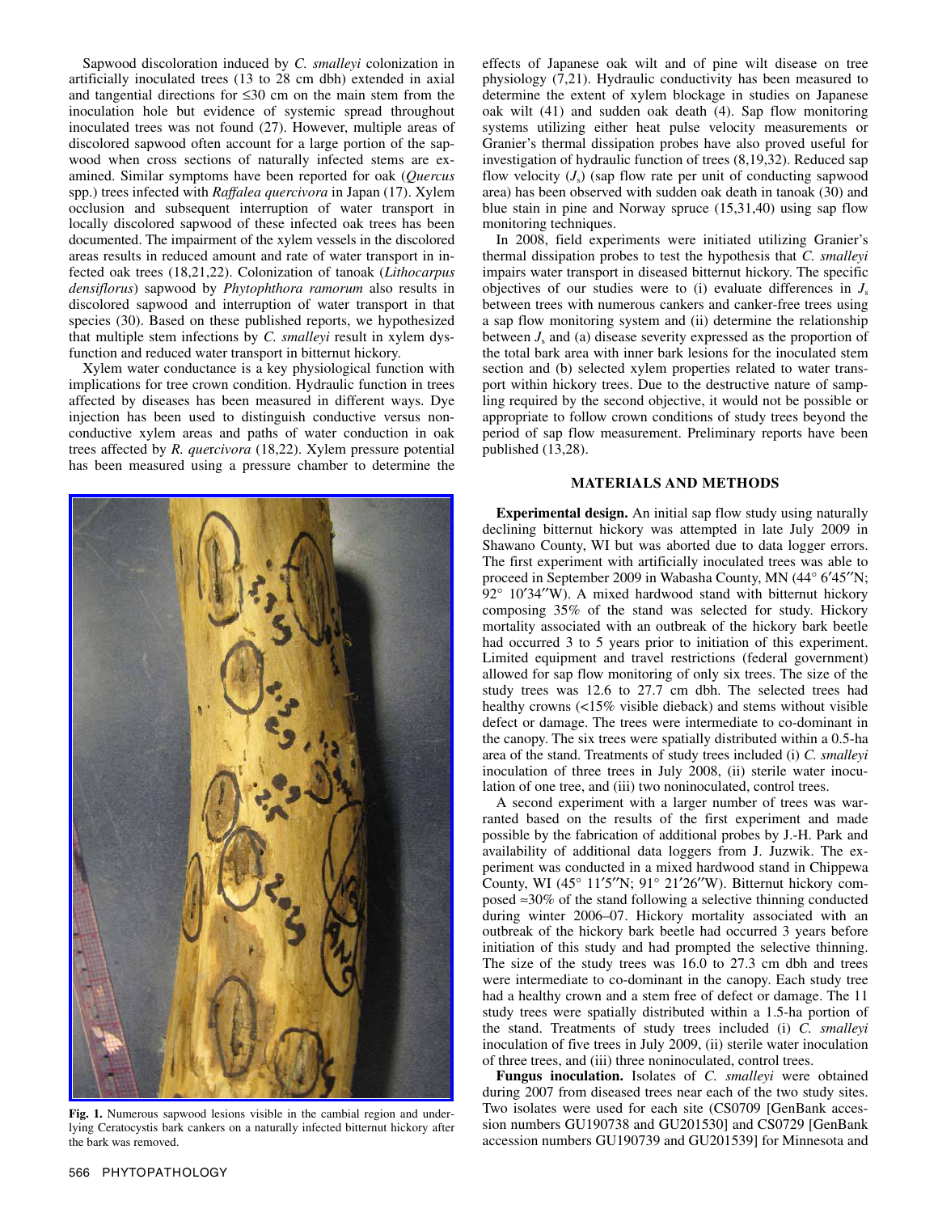Sapwood discoloration induced by *C. smalleyi* colonization in artificially inoculated trees (13 to 28 cm dbh) extended in axial and tangential directions for ≤30 cm on the main stem from the inoculation hole but evidence of systemic spread throughout inoculated trees was not found (27). However, multiple areas of discolored sapwood often account for a large portion of the sapwood when cross sections of naturally infected stems are examined. Similar symptoms have been reported for oak (*Quercus* spp.) trees infected with *Raffalea quercivora* in Japan (17). Xylem occlusion and subsequent interruption of water transport in locally discolored sapwood of these infected oak trees has been documented. The impairment of the xylem vessels in the discolored areas results in reduced amount and rate of water transport in infected oak trees (18,21,22). Colonization of tanoak (*Lithocarpus densiflorus*) sapwood by *Phytophthora ramorum* also results in discolored sapwood and interruption of water transport in that species (30). Based on these published reports, we hypothesized that multiple stem infections by *C. smalleyi* result in xylem dysfunction and reduced water transport in bitternut hickory.

Xylem water conductance is a key physiological function with implications for tree crown condition. Hydraulic function in trees affected by diseases has been measured in different ways. Dye injection has been used to distinguish conductive versus nonconductive xylem areas and paths of water conduction in oak trees affected by *R. quercivora* (18,22). Xylem pressure potential has been measured using a pressure chamber to determine the effects of Japanese oak wilt and of pine wilt disease on tree physiology (7,21). Hydraulic conductivity has been measured to determine the extent of xylem blockage in studies on Japanese oak wilt (41) and sudden oak death (4). Sap flow monitoring systems utilizing either heat pulse velocity measurements or Granier's thermal dissipation probes have also proved useful for investigation of hydraulic function of trees (8,19,32). Reduced sap flow velocity ($J_s$) (sap flow rate per unit of conducting sapwood area) has been observed with sudden oak death in tanoak (30) and blue stain in pine and Norway spruce (15,31,40) using sap flow monitoring techniques.

In 2008, field experiments were initiated utilizing Granier's thermal dissipation probes to test the hypothesis that *C. smalleyi* impairs water transport in diseased bitternut hickory. The specific objectives of our studies were to (i) evaluate differences in $J_s$ between trees with numerous cankers and canker-free trees using a sap flow monitoring system and (ii) determine the relationship between $J_s$ and (a) disease severity expressed as the proportion of the total bark area with inner bark lesions for the inoculated stem section and (b) selected xylem properties related to water transport within hickory trees. Due to the destructive nature of sampling required by the second objective, it would not be possible or appropriate to follow crown conditions of study trees beyond the period of sap flow measurement. Preliminary reports have been published (13,28).

**Fig. 1.** Numerous sapwood lesions visible in the cambial region and underlying Ceratocystis bark cankers on a naturally infected bitternut hickory after the bark was removed.

## MATERIALS AND METHODS

**Experimental design.** An initial sap flow study using naturally declining bitternut hickory was attempted in late July 2009 in Shawano County, WI but was aborted due to data logger errors. The first experiment with artificially inoculated trees was able to proceed in September 2009 in Wabasha County, MN (44° 6′45″N; 92° 10′34″W). A mixed hardwood stand with bitternut hickory composing 35% of the stand was selected for study. Hickory mortality associated with an outbreak of the hickory bark beetle had occurred 3 to 5 years prior to initiation of this experiment. Limited equipment and travel restrictions (federal government) allowed for sap flow monitoring of only six trees. The size of the study trees was 12.6 to 27.7 cm dbh. The selected trees had healthy crowns (<15% visible dieback) and stems without visible defect or damage. The trees were intermediate to co-dominant in the canopy. The six trees were spatially distributed within a 0.5-ha area of the stand. Treatments of study trees included (i) *C. smalleyi* inoculation of three trees in July 2008, (ii) sterile water inoculation of one tree, and (iii) two noninoculated, control trees.

A second experiment with a larger number of trees was warranted based on the results of the first experiment and made possible by the fabrication of additional probes by J.-H. Park and availability of additional data loggers from J. Juzwik. The experiment was conducted in a mixed hardwood stand in Chippewa County, WI (45° 11′5″N; 91° 21′26″W). Bitternut hickory composed ≈30% of the stand following a selective thinning conducted during winter 2006–07. Hickory mortality associated with an outbreak of the hickory bark beetle had occurred 3 years before initiation of this study and had prompted the selective thinning. The size of the study trees was 16.0 to 27.3 cm dbh and trees were intermediate to co-dominant in the canopy. Each study tree had a healthy crown and a stem free of defect or damage. The 11 study trees were spatially distributed within a 1.5-ha portion of the stand. Treatments of study trees included (i) *C. smalleyi* inoculation of five trees in July 2009, (ii) sterile water inoculation of three trees, and (iii) three noninoculated, control trees.

**Fungus inoculation.** Isolates of *C. smalleyi* were obtained during 2007 from diseased trees near each of the two study sites. Two isolates were used for each site (CS0709 [GenBank accession numbers GU190738 and GU201530] and CS0729 [GenBank accession numbers GU190739 and GU201539] for Minnesota and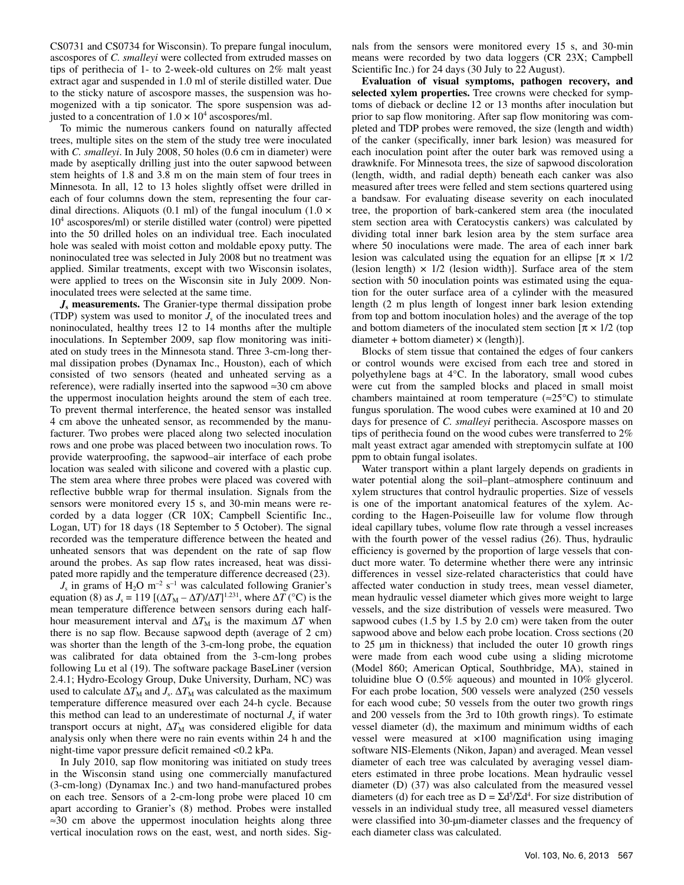CS0731 and CS0734 for Wisconsin). To prepare fungal inoculum, ascospores of *C. smalleyi* were collected from extruded masses on tips of perithecia of 1- to 2-week-old cultures on 2% malt yeast extract agar and suspended in 1.0 ml of sterile distilled water. Due to the sticky nature of ascospore masses, the suspension was homogenized with a tip sonicator. The spore suspension was adjusted to a concentration of $1.0 \times 10^4$ ascospores/ml.

To mimic the numerous cankers found on naturally affected trees, multiple sites on the stem of the study tree were inoculated with *C. smalleyi*. In July 2008, 50 holes (0.6 cm in diameter) were made by aseptically drilling just into the outer sapwood between stem heights of 1.8 and 3.8 m on the main stem of four trees in Minnesota. In all, 12 to 13 holes slightly offset were drilled in each of four columns down the stem, representing the four cardinal directions. Aliquots (0.1 ml) of the fungal inoculum ($1.0 \times 10^4$ ascospores/ml) or sterile distilled water (control) were pipetted into the 50 drilled holes on an individual tree. Each inoculated hole was sealed with moist cotton and moldable epoxy putty. The noninoculated tree was selected in July 2008 but no treatment was applied. Similar treatments, except with two Wisconsin isolates, were applied to trees on the Wisconsin site in July 2009. Noninoculated trees were selected at the same time.

**$J_s$ measurements.** The Granier-type thermal dissipation probe (TDP) system was used to monitor $J_s$ of the inoculated trees and noninoculated, healthy trees 12 to 14 months after the multiple inoculations. In September 2009, sap flow monitoring was initiated on study trees in the Minnesota stand. Three 3-cm-long thermal dissipation probes (Dynamax Inc., Houston), each of which consisted of two sensors (heated and unheated serving as a reference), were radially inserted into the sapwood ≈30 cm above the uppermost inoculation heights around the stem of each tree. To prevent thermal interference, the heated sensor was installed 4 cm above the unheated sensor, as recommended by the manufacturer. Two probes were placed along two selected inoculation rows and one probe was placed between two inoculation rows. To provide waterproofing, the sapwood–air interface of each probe location was sealed with silicone and covered with a plastic cup. The stem area where three probes were placed was covered with reflective bubble wrap for thermal insulation. Signals from the sensors were monitored every 15 s, and 30-min means were recorded by a data logger (CR 10X; Campbell Scientific Inc., Logan, UT) for 18 days (18 September to 5 October). The signal recorded was the temperature difference between the heated and unheated sensors that was dependent on the rate of sap flow around the probes. As sap flow rates increased, heat was dissipated more rapidly and the temperature difference decreased (23).

$J_s$ in grams of $H_2O$ $m^{-2}$ $s^{-1}$ was calculated following Granier's equation (8) as $J_s = 119\ [(\Delta T_M - \Delta T)/\Delta T]^{1.231}$, where $\Delta T$ (°C) is the mean temperature difference between sensors during each half-hour measurement interval and $\Delta T_M$ is the maximum $\Delta T$ when there is no sap flow. Because sapwood depth (average of 2 cm) was shorter than the length of the 3-cm-long probe, the equation was calibrated for data obtained from the 3-cm-long probes following Lu et al (19). The software package BaseLiner (version 2.4.1; Hydro-Ecology Group, Duke University, Durham, NC) was used to calculate $\Delta T_M$ and $J_s$. $\Delta T_M$ was calculated as the maximum temperature difference measured over each 24-h cycle. Because this method can lead to an underestimation of nocturnal $J_s$ if water transport occurs at night, $\Delta T_M$ was considered eligible for data analysis only when there were no rain events within 24 h and the night-time vapor pressure deficit remained <0.2 kPa.

In July 2010, sap flow monitoring was initiated on study trees in the Wisconsin stand using one commercially manufactured (3-cm-long) (Dynamax Inc.) and two hand-manufactured probes on each tree. Sensors of a 2-cm-long probe were placed 10 cm apart according to Granier's (8) method. Probes were installed ≈30 cm above the uppermost inoculation heights along three vertical inoculation rows on the east, west, and north sides. Signals from the sensors were monitored every 15 s, and 30-min means were recorded by two data loggers (CR 23X; Campbell Scientific Inc.) for 24 days (30 July to 22 August).

**Evaluation of visual symptoms, pathogen recovery, and selected xylem properties.** Tree crowns were checked for symptoms of dieback or decline 12 or 13 months after inoculation but prior to sap flow monitoring. After sap flow monitoring was completed and TDP probes were removed, the size (length and width) of the canker (specifically, inner bark lesion) was measured for each inoculation point after the outer bark was removed using a drawknife. For Minnesota trees, the size of sapwood discoloration (length, width, and radial depth) beneath each canker was also measured after trees were felled and stem sections quartered using a bandsaw. For evaluating disease severity on each inoculated tree, the proportion of bark-cankered stem area (the inoculated stem section area with Ceratocystis cankers) was calculated by dividing total inner bark lesion area by the stem surface area where 50 inoculations were made. The area of each inner bark lesion was calculated using the equation for an ellipse [$\pi \times 1/2$ (lesion length) $\times$ 1/2 (lesion width)]. Surface area of the stem section with 50 inoculation points was estimated using the equation for the outer surface area of a cylinder with the measured length (2 m plus length of longest inner bark lesion extending from top and bottom inoculation holes) and the average of the top and bottom diameters of the inoculated stem section [$\pi \times 1/2$ (top diameter + bottom diameter) $\times$ (length)].

Blocks of stem tissue that contained the edges of four cankers or control wounds were excised from each tree and stored in polyethylene bags at 4°C. In the laboratory, small wood cubes were cut from the sampled blocks and placed in small moist chambers maintained at room temperature (≈25°C) to stimulate fungus sporulation. The wood cubes were examined at 10 and 20 days for presence of *C. smalleyi* perithecia. Ascospore masses on tips of perithecia found on the wood cubes were transferred to 2% malt yeast extract agar amended with streptomycin sulfate at 100 ppm to obtain fungal isolates.

Water transport within a plant largely depends on gradients in water potential along the soil–plant–atmosphere continuum and xylem structures that control hydraulic properties. Size of vessels is one of the important anatomical features of the xylem. According to the Hagen-Poiseuille law for volume flow through ideal capillary tubes, volume flow rate through a vessel increases with the fourth power of the vessel radius (26). Thus, hydraulic efficiency is governed by the proportion of large vessels that conduct more water. To determine whether there were any intrinsic differences in vessel size-related characteristics that could have affected water conduction in study trees, mean vessel diameter, mean hydraulic vessel diameter which gives more weight to large vessels, and the size distribution of vessels were measured. Two sapwood cubes (1.5 by 1.5 by 2.0 cm) were taken from the outer sapwood above and below each probe location. Cross sections (20 to 25 μm in thickness) that included the outer 10 growth rings were made from each wood cube using a sliding microtome (Model 860; American Optical, Southbridge, MA), stained in toluidine blue O (0.5% aqueous) and mounted in 10% glycerol. For each probe location, 500 vessels were analyzed (250 vessels for each wood cube; 50 vessels from the outer two growth rings and 200 vessels from the 3rd to 10th growth rings). To estimate vessel diameter (d), the maximum and minimum widths of each vessel were measured at ×100 magnification using imaging software NIS-Elements (Nikon, Japan) and averaged. Mean vessel diameter of each tree was calculated by averaging vessel diameters estimated in three probe locations. Mean hydraulic vessel diameter (D) (37) was also calculated from the measured vessel diameters (d) for each tree as $D = \Sigma d^5/\Sigma d^4$. For size distribution of vessels in an individual study tree, all measured vessel diameters were classified into 30-μm-diameter classes and the frequency of each diameter class was calculated.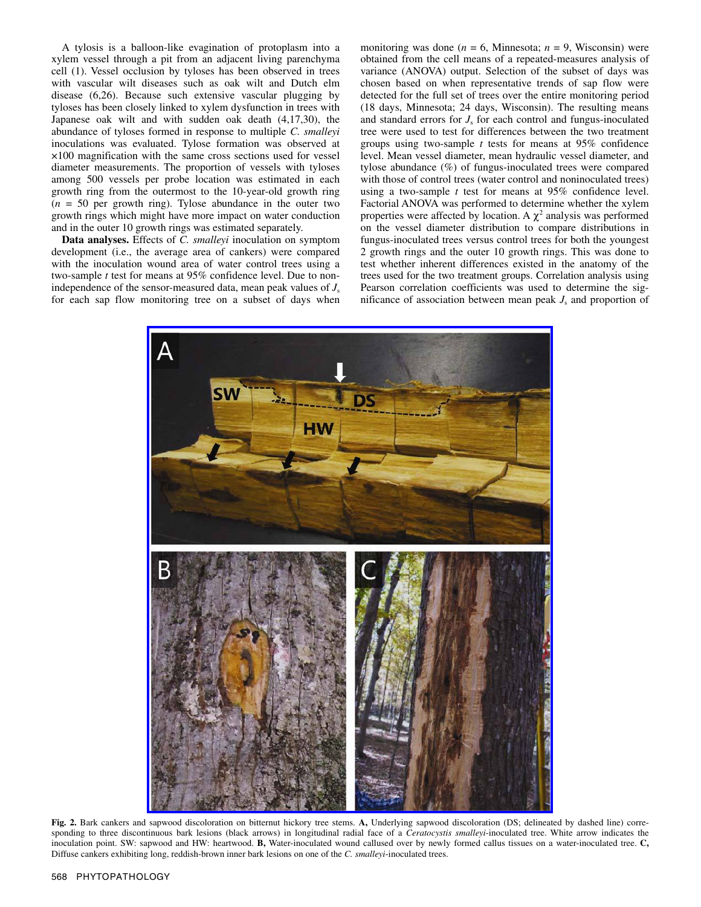A tylosis is a balloon-like evagination of protoplasm into a xylem vessel through a pit from an adjacent living parenchyma cell (1). Vessel occlusion by tyloses has been observed in trees with vascular wilt diseases such as oak wilt and Dutch elm disease (6,26). Because such extensive vascular plugging by tyloses has been closely linked to xylem dysfunction in trees with Japanese oak wilt and with sudden oak death (4,17,30), the abundance of tyloses formed in response to multiple *C. smalleyi* inoculations was evaluated. Tylose formation was observed at ×100 magnification with the same cross sections used for vessel diameter measurements. The proportion of vessels with tyloses among 500 vessels per probe location was estimated in each growth ring from the outermost to the 10-year-old growth ring ($n$ = 50 per growth ring). Tylose abundance in the outer two growth rings which might have more impact on water conduction and in the outer 10 growth rings was estimated separately.

**Data analyses.** Effects of *C. smalleyi* inoculation on symptom development (i.e., the average area of cankers) were compared with the inoculation wound area of water control trees using a two-sample $t$ test for means at 95% confidence level. Due to non-independence of the sensor-measured data, mean peak values of $J_s$ for each sap flow monitoring tree on a subset of days when monitoring was done ($n$ = 6, Minnesota; $n$ = 9, Wisconsin) were obtained from the cell means of a repeated-measures analysis of variance (ANOVA) output. Selection of the subset of days was chosen based on when representative trends of sap flow were detected for the full set of trees over the entire monitoring period (18 days, Minnesota; 24 days, Wisconsin). The resulting means and standard errors for $J_s$ for each control and fungus-inoculated tree were used to test for differences between the two treatment groups using two-sample $t$ tests for means at 95% confidence level. Mean vessel diameter, mean hydraulic vessel diameter, and tylose abundance (%) of fungus-inoculated trees were compared with those of control trees (water control and noninoculated trees) using a two-sample $t$ test for means at 95% confidence level. Factorial ANOVA was performed to determine whether the xylem properties were affected by location. A $\chi^2$ analysis was performed on the vessel diameter distribution to compare distributions in fungus-inoculated trees versus control trees for both the youngest 2 growth rings and the outer 10 growth rings. This was done to test whether inherent differences existed in the anatomy of the trees used for the two treatment groups. Correlation analysis using Pearson correlation coefficients was used to determine the significance of association between mean peak $J_s$ and proportion of

**Fig. 2.** Bark cankers and sapwood discoloration on bitternut hickory tree stems. **A,** Underlying sapwood discoloration (DS; delineated by dashed line) corresponding to three discontinuous bark lesions (black arrows) in longitudinal radial face of a *Ceratocystis smalleyi*-inoculated tree. White arrow indicates the inoculation point. SW: sapwood and HW: heartwood. **B,** Water-inoculated wound callused over by newly formed callus tissues on a water-inoculated tree. **C,** Diffuse cankers exhibiting long, reddish-brown inner bark lesions on one of the *C. smalleyi*-inoculated trees.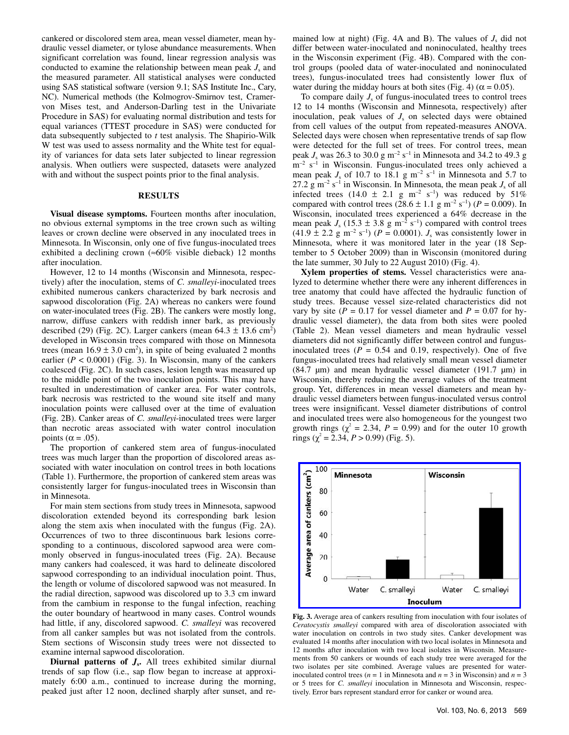cankered or discolored stem area, mean vessel diameter, mean hydraulic vessel diameter, or tylose abundance measurements. When significant correlation was found, linear regression analysis was conducted to examine the relationship between mean peak $J_s$ and the measured parameter. All statistical analyses were conducted using SAS statistical software (version 9.1; SAS Institute Inc., Cary, NC). Numerical methods (the Kolmogrov-Smirnov test, Cramer-von Mises test, and Anderson-Darling test in the Univariate Procedure in SAS) for evaluating normal distribution and tests for equal variances (TTEST procedure in SAS) were conducted for data subsequently subjected to *t* test analysis. The Shapirio-Wilk W test was used to assess normality and the White test for equality of variances for data sets later subjected to linear regression analysis. When outliers were suspected, datasets were analyzed with and without the suspect points prior to the final analysis.

## RESULTS

**Visual disease symptoms.** Fourteen months after inoculation, no obvious external symptoms in the tree crown such as wilting leaves or crown decline were observed in any inoculated trees in Minnesota. In Wisconsin, only one of five fungus-inoculated trees exhibited a declining crown (≈60% visible dieback) 12 months after inoculation.

However, 12 to 14 months (Wisconsin and Minnesota, respectively) after the inoculation, stems of *C. smalleyi*-inoculated trees exhibited numerous cankers characterized by bark necrosis and sapwood discoloration (Fig. 2A) whereas no cankers were found on water-inoculated trees (Fig. 2B). The cankers were mostly long, narrow, diffuse cankers with reddish inner bark, as previously described (29) (Fig. 2C). Larger cankers (mean 64.3 ± 13.6 $cm^2$) developed in Wisconsin trees compared with those on Minnesota trees (mean 16.9 ± 3.0 $cm^2$), in spite of being evaluated 2 months earlier ($P < 0.0001$) (Fig. 3). In Wisconsin, many of the cankers coalesced (Fig. 2C). In such cases, lesion length was measured up to the middle point of the two inoculation points. This may have resulted in underestimation of canker area. For water controls, bark necrosis was restricted to the wound site itself and many inoculation points were callused over at the time of evaluation (Fig. 2B). Canker areas of *C. smalleyi*-inoculated trees were larger than necrotic areas associated with water control inoculation points ($\alpha = .05$).

The proportion of cankered stem area of fungus-inoculated trees was much larger than the proportion of discolored areas associated with water inoculation on control trees in both locations (Table 1). Furthermore, the proportion of cankered stem areas was consistently larger for fungus-inoculated trees in Wisconsin than in Minnesota.

For main stem sections from study trees in Minnesota, sapwood discoloration extended beyond its corresponding bark lesion along the stem axis when inoculated with the fungus (Fig. 2A). Occurrences of two to three discontinuous bark lesions corresponding to a continuous, discolored sapwood area were commonly observed in fungus-inoculated trees (Fig. 2A). Because many cankers had coalesced, it was hard to delineate discolored sapwood corresponding to an individual inoculation point. Thus, the length or volume of discolored sapwood was not measured. In the radial direction, sapwood was discolored up to 3.3 cm inward from the cambium in response to the fungal infection, reaching the outer boundary of heartwood in many cases. Control wounds had little, if any, discolored sapwood. *C. smalleyi* was recovered from all canker samples but was not isolated from the controls. Stem sections of Wisconsin study trees were not dissected to examine internal sapwood discoloration.

**Diurnal patterns of $J_s$.** All trees exhibited similar diurnal trends of sap flow (i.e., sap flow began to increase at approximately 6:00 a.m., continued to increase during the morning, peaked just after 12 noon, declined sharply after sunset, and remained low at night) (Fig. 4A and B). The values of $J_s$ did not differ between water-inoculated and noninoculated, healthy trees in the Wisconsin experiment (Fig. 4B). Compared with the control groups (pooled data of water-inoculated and noninoculated trees), fungus-inoculated trees had consistently lower flux of water during the midday hours at both sites (Fig. 4) ($\alpha = 0.05$).

To compare daily $J_s$ of fungus-inoculated trees to control trees 12 to 14 months (Wisconsin and Minnesota, respectively) after inoculation, peak values of $J_s$ on selected days were obtained from cell values of the output from repeated-measures ANOVA. Selected days were chosen when representative trends of sap flow were detected for the full set of trees. For control trees, mean peak $J_s$ was 26.3 to 30.0 g $m^{-2}$ $s^{-1}$ in Minnesota and 34.2 to 49.3 g $m^{-2}$ $s^{-1}$ in Wisconsin. Fungus-inoculated trees only achieved a mean peak $J_s$ of 10.7 to 18.1 g $m^{-2}$ $s^{-1}$ in Minnesota and 5.7 to 27.2 g $m^{-2}$ $s^{-1}$ in Wisconsin. In Minnesota, the mean peak $J_s$ of all infected trees (14.0 ± 2.1 g $m^{-2}$ $s^{-1}$) was reduced by 51% compared with control trees (28.6 ± 1.1 g $m^{-2}$ $s^{-1}$) ($P = 0.009$). In Wisconsin, inoculated trees experienced a 64% decrease in the mean peak $J_s$ (15.3 ± 3.8 g $m^{-2}$ $s^{-1}$) compared with control trees (41.9 ± 2.2 g $m^{-2}$ $s^{-1}$) ($P = 0.0001$). $J_s$ was consistently lower in Minnesota, where it was monitored later in the year (18 September to 5 October 2009) than in Wisconsin (monitored during the late summer, 30 July to 22 August 2010) (Fig. 4).

**Xylem properties of stems.** Vessel characteristics were analyzed to determine whether there were any inherent differences in tree anatomy that could have affected the hydraulic function of study trees. Because vessel size-related characteristics did not vary by site ($P = 0.17$ for vessel diameter and $P = 0.07$ for hydraulic vessel diameter), the data from both sites were pooled (Table 2). Mean vessel diameters and mean hydraulic vessel diameters did not significantly differ between control and fungus-inoculated trees ($P = 0.54$ and 0.19, respectively). One of five fungus-inoculated trees had relatively small mean vessel diameter (84.7 μm) and mean hydraulic vessel diameter (191.7 μm) in Wisconsin, thereby reducing the average values of the treatment group. Yet, differences in mean vessel diameters and mean hydraulic vessel diameters between fungus-inoculated versus control trees were insignificant. Vessel diameter distributions of control and inoculated trees were also homogeneous for the youngest two growth rings ($\chi^2 = 2.34$, $P = 0.99$) and for the outer 10 growth rings ($\chi^2 = 2.34$, $P > 0.99$) (Fig. 5).

**Fig. 3.** Average area of cankers resulting from inoculation with four isolates of *Ceratocystis smalleyi* compared with area of discoloration associated with water inoculation on controls in two study sites. Canker development was evaluated 14 months after inoculation with two local isolates in Minnesota and 12 months after inoculation with two local isolates in Wisconsin. Measurements from 50 cankers or wounds of each study tree were averaged for the two isolates per site combined. Average values are presented for water-inoculated control trees ($n = 1$ in Minnesota and $n = 3$ in Wisconsin) and $n = 3$ or 5 trees for *C. smalleyi* inoculation in Minnesota and Wisconsin, respectively. Error bars represent standard error for canker or wound area.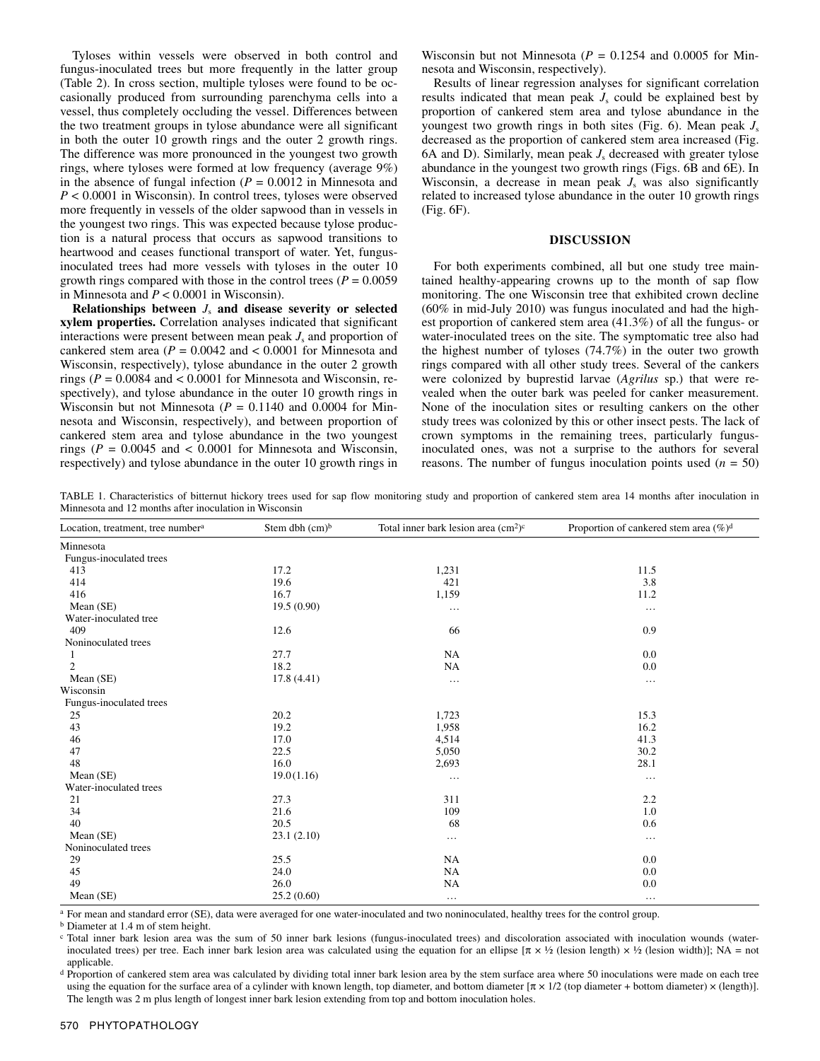Tyloses within vessels were observed in both control and fungus-inoculated trees but more frequently in the latter group (Table 2). In cross section, multiple tyloses were found to be occasionally produced from surrounding parenchyma cells into a vessel, thus completely occluding the vessel. Differences between the two treatment groups in tylose abundance were all significant in both the outer 10 growth rings and the outer 2 growth rings. The difference was more pronounced in the youngest two growth rings, where tyloses were formed at low frequency (average 9%) in the absence of fungal infection ($P = 0.0012$ in Minnesota and $P < 0.0001$ in Wisconsin). In control trees, tyloses were observed more frequently in vessels of the older sapwood than in vessels in the youngest two rings. This was expected because tylose production is a natural process that occurs as sapwood transitions to heartwood and ceases functional transport of water. Yet, fungus-inoculated trees had more vessels with tyloses in the outer 10 growth rings compared with those in the control trees ($P = 0.0059$ in Minnesota and $P < 0.0001$ in Wisconsin).

**Relationships between $J_s$ and disease severity or selected xylem properties.** Correlation analyses indicated that significant interactions were present between mean peak $J_s$ and proportion of cankered stem area ($P = 0.0042$ and $< 0.0001$ for Minnesota and Wisconsin, respectively), tylose abundance in the outer 2 growth rings ($P = 0.0084$ and $< 0.0001$ for Minnesota and Wisconsin, respectively), and tylose abundance in the outer 10 growth rings in Wisconsin but not Minnesota ($P = 0.1140$ and $0.0004$ for Minnesota and Wisconsin, respectively), and between proportion of cankered stem area and tylose abundance in the two youngest rings ($P = 0.0045$ and $< 0.0001$ for Minnesota and Wisconsin, respectively) and tylose abundance in the outer 10 growth rings in Wisconsin but not Minnesota ($P = 0.1254$ and $0.0005$ for Minnesota and Wisconsin, respectively).

Results of linear regression analyses for significant correlation results indicated that mean peak $J_s$ could be explained best by proportion of cankered stem area and tylose abundance in the youngest two growth rings in both sites (Fig. 6). Mean peak $J_s$ decreased as the proportion of cankered stem area increased (Fig. 6A and D). Similarly, mean peak $J_s$ decreased with greater tylose abundance in the youngest two growth rings (Figs. 6B and 6E). In Wisconsin, a decrease in mean peak $J_s$ was also significantly related to increased tylose abundance in the outer 10 growth rings (Fig. 6F).

## DISCUSSION

For both experiments combined, all but one study tree maintained healthy-appearing crowns up to the month of sap flow monitoring. The one Wisconsin tree that exhibited crown decline (60% in mid-July 2010) was fungus inoculated and had the highest proportion of cankered stem area (41.3%) of all the fungus- or water-inoculated trees on the site. The symptomatic tree also had the highest number of tyloses (74.7%) in the outer two growth rings compared with all other study trees. Several of the cankers were colonized by buprestid larvae (*Agrilus* sp.) that were revealed when the outer bark was peeled for canker measurement. None of the inoculation sites or resulting cankers on the other study trees was colonized by this or other insect pests. The lack of crown symptoms in the remaining trees, particularly fungus-inoculated ones, was not a surprise to the authors for several reasons. The number of fungus inoculation points used ($n = 50$)

TABLE 1. Characteristics of bitternut hickory trees used for sap flow monitoring study and proportion of cankered stem area 14 months after inoculation in Minnesota and 12 months after inoculation in Wisconsin

| Location, treatment, tree number[a] | Stem dbh (cm)[b] | Total inner bark lesion area (cm$^2$)[c] | Proportion of cankered stem area (%)[d] |
|---|---|---|---|
| Minnesota | | | |
| Fungus-inoculated trees | | | |
| 413 | 17.2 | 1,231 | 11.5 |
| 414 | 19.6 | 421 | 3.8 |
| 416 | 16.7 | 1,159 | 11.2 |
| Mean (SE) | 19.5 (0.90) | … | … |
| Water-inoculated tree | | | |
| 409 | 12.6 | 66 | 0.9 |
| Noninoculated trees | | | |
| 1 | 27.7 | NA | 0.0 |
| 2 | 18.2 | NA | 0.0 |
| Mean (SE) | 17.8 (4.41) | … | … |
| Wisconsin | | | |
| Fungus-inoculated trees | | | |
| 25 | 20.2 | 1,723 | 15.3 |
| 43 | 19.2 | 1,958 | 16.2 |
| 46 | 17.0 | 4,514 | 41.3 |
| 47 | 22.5 | 5,050 | 30.2 |
| 48 | 16.0 | 2,693 | 28.1 |
| Mean (SE) | 19.0 (1.16) | … | … |
| Water-inoculated trees | | | |
| 21 | 27.3 | 311 | 2.2 |
| 34 | 21.6 | 109 | 1.0 |
| 40 | 20.5 | 68 | 0.6 |
| Mean (SE) | 23.1 (2.10) | … | … |
| Noninoculated trees | | | |
| 29 | 25.5 | NA | 0.0 |
| 45 | 24.0 | NA | 0.0 |
| 49 | 26.0 | NA | 0.0 |
| Mean (SE) | 25.2 (0.60) | … | … |

[a] For mean and standard error (SE), data were averaged for one water-inoculated and two noninoculated, healthy trees for the control group.

[b] Diameter at 1.4 m of stem height.

[c] Total inner bark lesion area was the sum of 50 inner bark lesions (fungus-inoculated trees) and discoloration associated with inoculation wounds (water-inoculated trees) per tree. Each inner bark lesion area was calculated using the equation for an ellipse [$\pi \times ½$ (lesion length) $\times ½$ (lesion width)]; NA = not applicable.

[d] Proportion of cankered stem area was calculated by dividing total inner bark lesion area by the stem surface area where 50 inoculations were made on each tree using the equation for the surface area of a cylinder with known length, top diameter, and bottom diameter [$\pi \times 1/2$ (top diameter + bottom diameter) $\times$ (length)]. The length was 2 m plus length of longest inner bark lesion extending from top and bottom inoculation holes.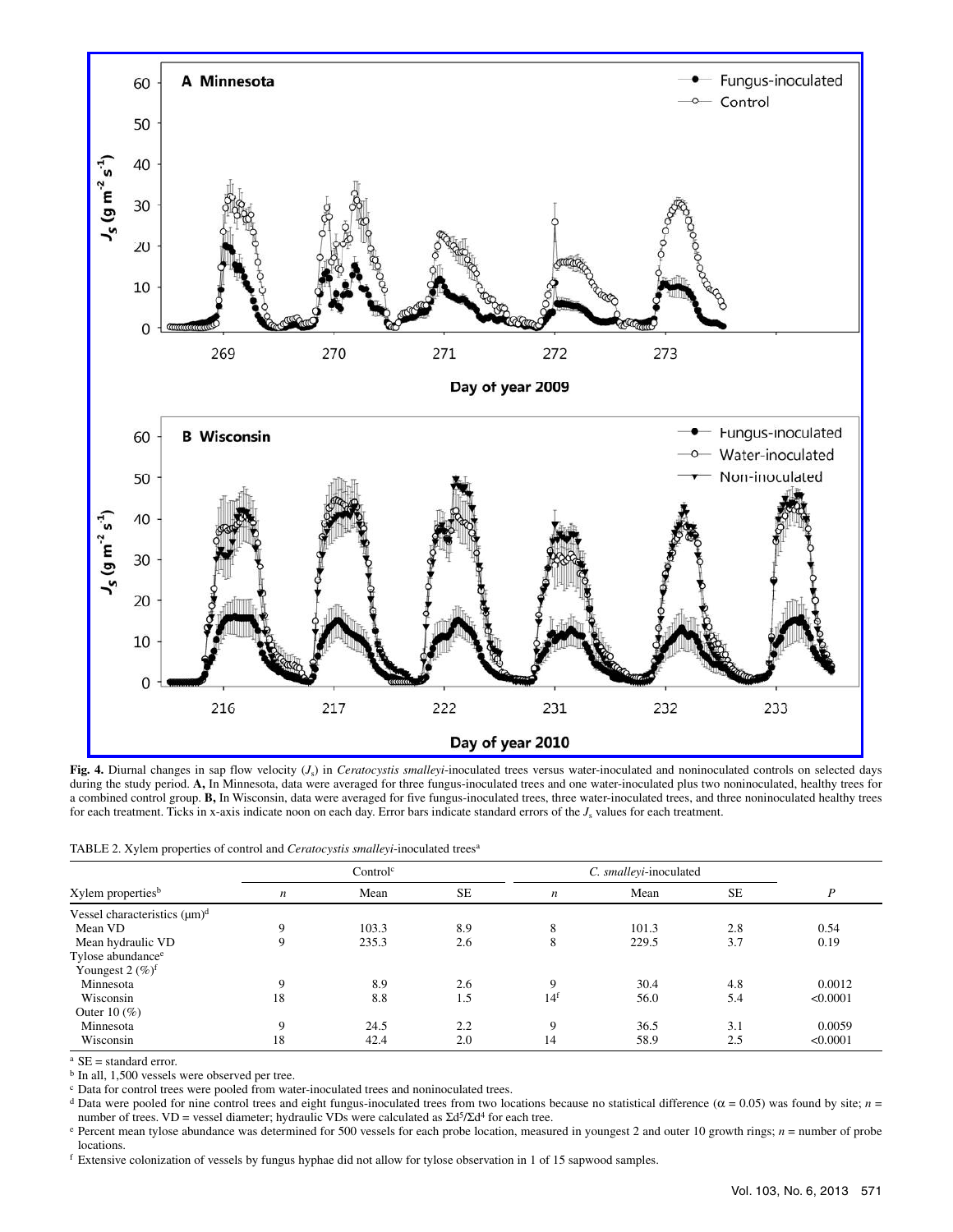**Fig. 4.** Diurnal changes in sap flow velocity ($J_s$) in *Ceratocystis smalleyi*-inoculated trees versus water-inoculated and noninoculated controls on selected days during the study period. **A,** In Minnesota, data were averaged for three fungus-inoculated trees and one water-inoculated plus two noninoculated, healthy trees for a combined control group. **B,** In Wisconsin, data were averaged for five fungus-inoculated trees, three water-inoculated trees, and three noninoculated healthy trees for each treatment. Ticks in x-axis indicate noon on each day. Error bars indicate standard errors of the $J_s$ values for each treatment.

TABLE 2. Xylem properties of control and *Ceratocystis smalleyi*-inoculated trees[a]

| Xylem properties[b] | Control[c] | | | *C. smalleyi*-inoculated | | | |
|---|---|---|---|---|---|---|---|
| | *n* | Mean | SE | *n* | Mean | SE | *P* |
| Vessel characteristics (μm)[d] | | | | | | | |
| Mean VD | 9 | 103.3 | 8.9 | 8 | 101.3 | 2.8 | 0.54 |
| Mean hydraulic VD | 9 | 235.3 | 2.6 | 8 | 229.5 | 3.7 | 0.19 |
| Tylose abundance[e] | | | | | | | |
| Youngest 2 (%)[f] | | | | | | | |
| Minnesota | 9 | 8.9 | 2.6 | 9 | 30.4 | 4.8 | 0.0012 |
| Wisconsin | 18 | 8.8 | 1.5 | 14[f] | 56.0 | 5.4 | <0.0001 |
| Outer 10 (%) | | | | | | | |
| Minnesota | 9 | 24.5 | 2.2 | 9 | 36.5 | 3.1 | 0.0059 |
| Wisconsin | 18 | 42.4 | 2.0 | 14 | 58.9 | 2.5 | <0.0001 |

[a] SE = standard error.

[b] In all, 1,500 vessels were observed per tree.

[c] Data for control trees were pooled from water-inoculated trees and noninoculated trees.

[d] Data were pooled for nine control trees and eight fungus-inoculated trees from two locations because no statistical difference ($\alpha = 0.05$) was found by site; *n* = number of trees. VD = vessel diameter; hydraulic VDs were calculated as $\Sigma d^5/\Sigma d^4$ for each tree.

[e] Percent mean tylose abundance was determined for 500 vessels for each probe location, measured in youngest 2 and outer 10 growth rings; *n* = number of probe locations.

[f] Extensive colonization of vessels by fungus hyphae did not allow for tylose observation in 1 of 15 sapwood samples.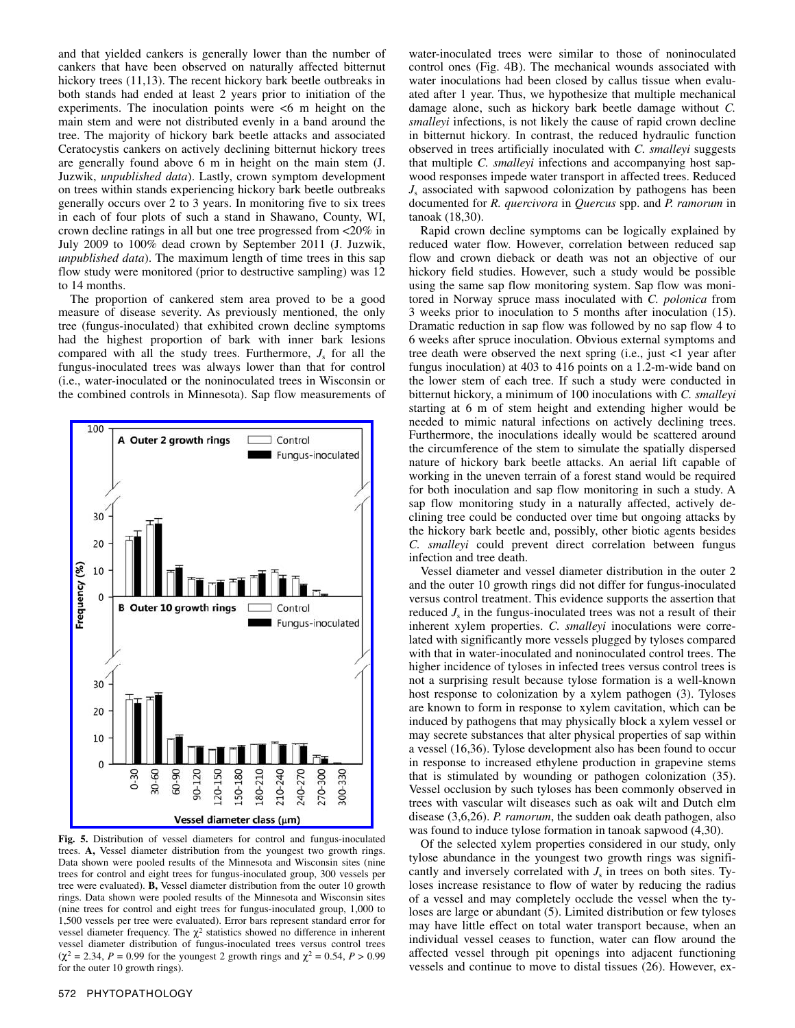and that yielded cankers is generally lower than the number of cankers that have been observed on naturally affected bitternut hickory trees (11,13). The recent hickory bark beetle outbreaks in both stands had ended at least 2 years prior to initiation of the experiments. The inoculation points were <6 m height on the main stem and were not distributed evenly in a band around the tree. The majority of hickory bark beetle attacks and associated Ceratocystis cankers on actively declining bitternut hickory trees are generally found above 6 m in height on the main stem (J. Juzwik, *unpublished data*). Lastly, crown symptom development on trees within stands experiencing hickory bark beetle outbreaks generally occurs over 2 to 3 years. In monitoring five to six trees in each of four plots of such a stand in Shawano, County, WI, crown decline ratings in all but one tree progressed from <20% in July 2009 to 100% dead crown by September 2011 (J. Juzwik, *unpublished data*). The maximum length of time trees in this sap flow study were monitored (prior to destructive sampling) was 12 to 14 months.

The proportion of cankered stem area proved to be a good measure of disease severity. As previously mentioned, the only tree (fungus-inoculated) that exhibited crown decline symptoms had the highest proportion of bark with inner bark lesions compared with all the study trees. Furthermore, $J_s$ for all the fungus-inoculated trees was always lower than that for control (i.e., water-inoculated or the noninoculated trees in Wisconsin or the combined controls in Minnesota). Sap flow measurements of water-inoculated trees were similar to those of noninoculated control ones (Fig. 4B). The mechanical wounds associated with water inoculations had been closed by callus tissue when evaluated after 1 year. Thus, we hypothesize that multiple mechanical damage alone, such as hickory bark beetle damage without *C. smalleyi* infections, is not likely the cause of rapid crown decline in bitternut hickory. In contrast, the reduced hydraulic function observed in trees artificially inoculated with *C. smalleyi* suggests that multiple *C. smalleyi* infections and accompanying host sapwood responses impede water transport in affected trees. Reduced $J_s$ associated with sapwood colonization by pathogens has been documented for *R. quercivora* in *Quercus* spp. and *P. ramorum* in tanoak (18,30).

Rapid crown decline symptoms can be logically explained by reduced water flow. However, correlation between reduced sap flow and crown dieback or death was not an objective of our hickory field studies. However, such a study would be possible using the same sap flow monitoring system. Sap flow was monitored in Norway spruce mass inoculated with *C. polonica* from 3 weeks prior to inoculation to 5 months after inoculation (15). Dramatic reduction in sap flow was followed by no sap flow 4 to 6 weeks after spruce inoculation. Obvious external symptoms and tree death were observed the next spring (i.e., just <1 year after fungus inoculation) at 403 to 416 points on a 1.2-m-wide band on the lower stem of each tree. If such a study were conducted in bitternut hickory, a minimum of 100 inoculations with *C. smalleyi* starting at 6 m of stem height and extending higher would be needed to mimic natural infections on actively declining trees. Furthermore, the inoculations ideally would be scattered around the circumference of the stem to simulate the spatially dispersed nature of hickory bark beetle attacks. An aerial lift capable of working in the uneven terrain of a forest stand would be required for both inoculation and sap flow monitoring in such a study. A sap flow monitoring study in a naturally affected, actively declining tree could be conducted over time but ongoing attacks by the hickory bark beetle and, possibly, other biotic agents besides *C. smalleyi* could prevent direct correlation between fungus infection and tree death.

Vessel diameter and vessel diameter distribution in the outer 2 and the outer 10 growth rings did not differ for fungus-inoculated versus control treatment. This evidence supports the assertion that reduced $J_s$ in the fungus-inoculated trees was not a result of their inherent xylem properties. *C. smalleyi* inoculations were correlated with significantly more vessels plugged by tyloses compared with that in water-inoculated and noninoculated control trees. The higher incidence of tyloses in infected trees versus control trees is not a surprising result because tylose formation is a well-known host response to colonization by a xylem pathogen (3). Tyloses are known to form in response to xylem cavitation, which can be induced by pathogens that may physically block a xylem vessel or may secrete substances that alter physical properties of sap within a vessel (16,36). Tylose development also has been found to occur in response to increased ethylene production in grapevine stems that is stimulated by wounding or pathogen colonization (35). Vessel occlusion by such tyloses has been commonly observed in trees with vascular wilt diseases such as oak wilt and Dutch elm disease (3,6,26). *P. ramorum*, the sudden oak death pathogen, also was found to induce tylose formation in tanoak sapwood (4,30).

Of the selected xylem properties considered in our study, only tylose abundance in the youngest two growth rings was significantly and inversely correlated with $J_s$ in trees on both sites. Tyloses increase resistance to flow of water by reducing the radius of a vessel and may completely occlude the vessel when the tyloses are large or abundant (5). Limited distribution or few tyloses may have little effect on total water transport because, when an individual vessel ceases to function, water can flow around the affected vessel through pit openings into adjacent functioning vessels and continue to move to distal tissues (26). However, ex-

**Fig. 5.** Distribution of vessel diameters for control and fungus-inoculated trees. **A,** Vessel diameter distribution from the youngest two growth rings. Data shown were pooled results of the Minnesota and Wisconsin sites (nine trees for control and eight trees for fungus-inoculated group, 300 vessels per tree were evaluated). **B,** Vessel diameter distribution from the outer 10 growth rings. Data shown were pooled results of the Minnesota and Wisconsin sites (nine trees for control and eight trees for fungus-inoculated group, 1,000 to 1,500 vessels per tree were evaluated). Error bars represent standard error for vessel diameter frequency. The $\chi^2$ statistics showed no difference in inherent vessel diameter distribution of fungus-inoculated trees versus control trees ($\chi^2$ = 2.34, $P$ = 0.99 for the youngest 2 growth rings and $\chi^2$ = 0.54, $P$ > 0.99 for the outer 10 growth rings).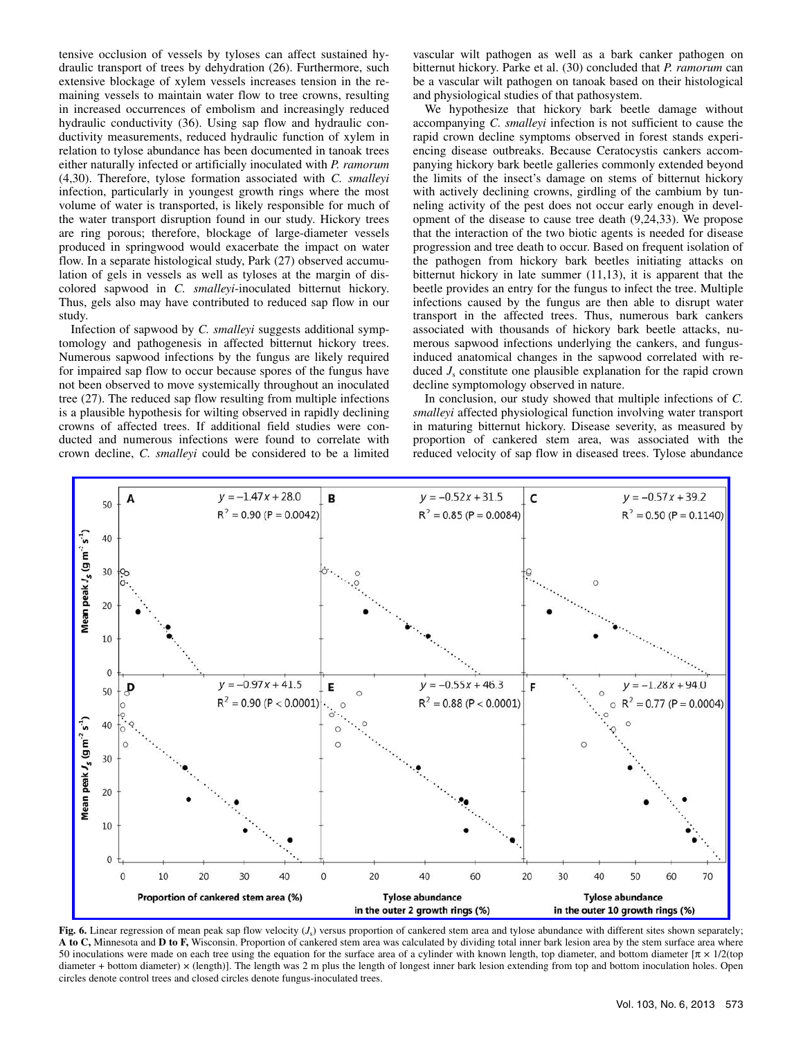tensive occlusion of vessels by tyloses can affect sustained hydraulic transport of trees by dehydration (26). Furthermore, such extensive blockage of xylem vessels increases tension in the remaining vessels to maintain water flow to tree crowns, resulting in increased occurrences of embolism and increasingly reduced hydraulic conductivity (36). Using sap flow and hydraulic conductivity measurements, reduced hydraulic function of xylem in relation to tylose abundance has been documented in tanoak trees either naturally infected or artificially inoculated with *P. ramorum* (4,30). Therefore, tylose formation associated with *C. smalleyi* infection, particularly in youngest growth rings where the most volume of water is transported, is likely responsible for much of the water transport disruption found in our study. Hickory trees are ring porous; therefore, blockage of large-diameter vessels produced in springwood would exacerbate the impact on water flow. In a separate histological study, Park (27) observed accumulation of gels in vessels as well as tyloses at the margin of discolored sapwood in *C. smalleyi*-inoculated bitternut hickory. Thus, gels also may have contributed to reduced sap flow in our study.

Infection of sapwood by *C. smalleyi* suggests additional symptomology and pathogenesis in affected bitternut hickory trees. Numerous sapwood infections by the fungus are likely required for impaired sap flow to occur because spores of the fungus have not been observed to move systemically throughout an inoculated tree (27). The reduced sap flow resulting from multiple infections is a plausible hypothesis for wilting observed in rapidly declining crowns of affected trees. If additional field studies were conducted and numerous infections were found to correlate with crown decline, *C. smalleyi* could be considered to be a limited vascular wilt pathogen as well as a bark canker pathogen on bitternut hickory. Parke et al. (30) concluded that *P. ramorum* can be a vascular wilt pathogen on tanoak based on their histological and physiological studies of that pathosystem.

We hypothesize that hickory bark beetle damage without accompanying *C. smalleyi* infection is not sufficient to cause the rapid crown decline symptoms observed in forest stands experiencing disease outbreaks. Because Ceratocystis cankers accompanying hickory bark beetle galleries commonly extended beyond the limits of the insect's damage on stems of bitternut hickory with actively declining crowns, girdling of the cambium by tunneling activity of the pest does not occur early enough in development of the disease to cause tree death (9,24,33). We propose that the interaction of the two biotic agents is needed for disease progression and tree death to occur. Based on frequent isolation of the pathogen from hickory bark beetles initiating attacks on bitternut hickory in late summer (11,13), it is apparent that the beetle provides an entry for the fungus to infect the tree. Multiple infections caused by the fungus are then able to disrupt water transport in the affected trees. Thus, numerous bark cankers associated with thousands of hickory bark beetle attacks, numerous sapwood infections underlying the cankers, and fungus-induced anatomical changes in the sapwood correlated with reduced $J_s$ constitute one plausible explanation for the rapid crown decline symptomology observed in nature.

In conclusion, our study showed that multiple infections of *C. smalleyi* affected physiological function involving water transport in maturing bitternut hickory. Disease severity, as measured by proportion of cankered stem area, was associated with the reduced velocity of sap flow in diseased trees. Tylose abundance

**Fig. 6.** Linear regression of mean peak sap flow velocity ($J_s$) versus proportion of cankered stem area and tylose abundance with different sites shown separately; **A to C,** Minnesota and **D to F,** Wisconsin. Proportion of cankered stem area was calculated by dividing total inner bark lesion area by the stem surface area where 50 inoculations were made on each tree using the equation for the surface area of a cylinder with known length, top diameter, and bottom diameter [$\pi \times 1/2$(top diameter + bottom diameter) $\times$ (length)]. The length was 2 m plus the length of longest inner bark lesion extending from top and bottom inoculation holes. Open circles denote control trees and closed circles denote fungus-inoculated trees.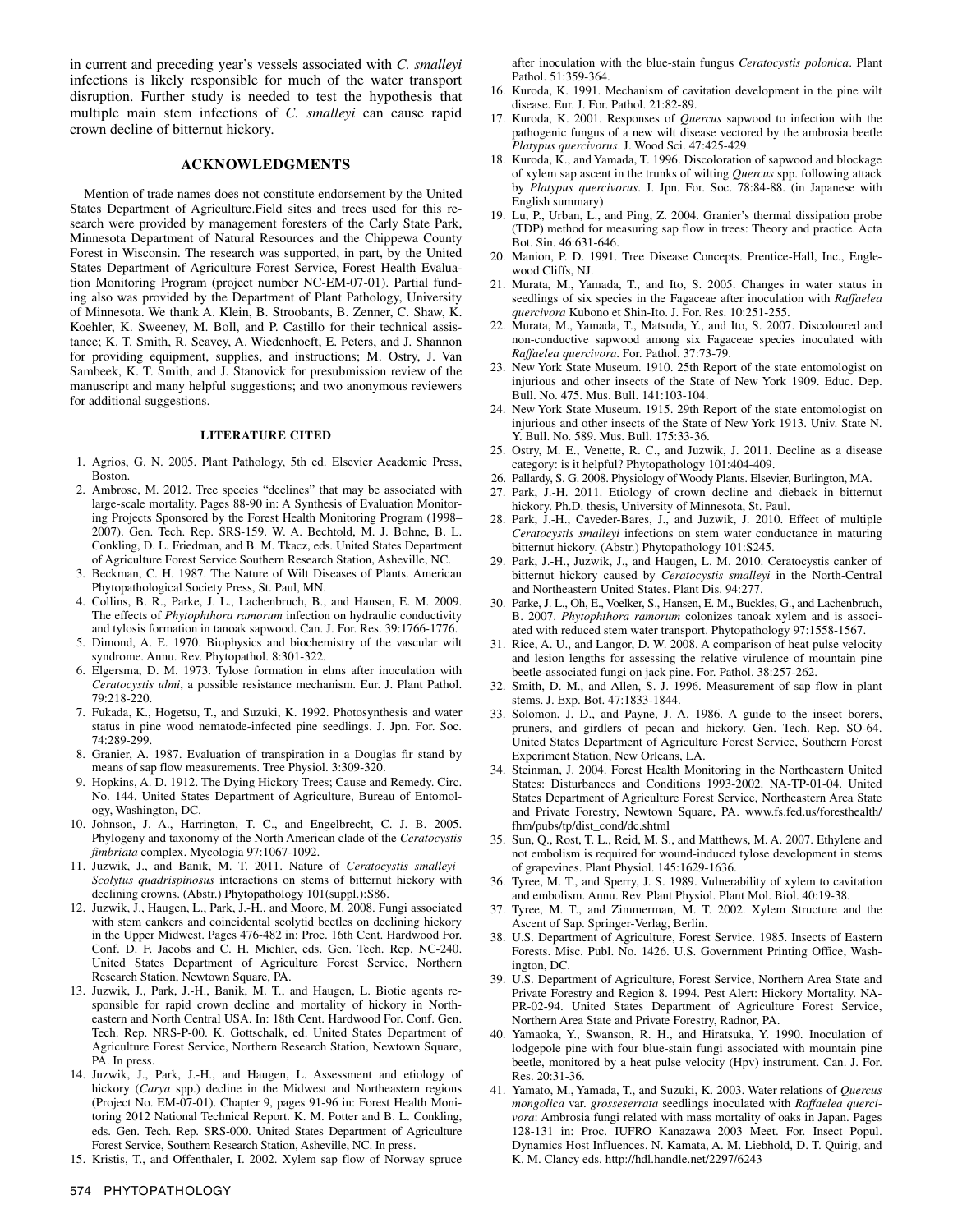in current and preceding year's vessels associated with *C. smalleyi* infections is likely responsible for much of the water transport disruption. Further study is needed to test the hypothesis that multiple main stem infections of *C. smalleyi* can cause rapid crown decline of bitternut hickory.

## ACKNOWLEDGMENTS

Mention of trade names does not constitute endorsement by the United States Department of Agriculture.Field sites and trees used for this research were provided by management foresters of the Carly State Park, Minnesota Department of Natural Resources and the Chippewa County Forest in Wisconsin. The research was supported, in part, by the United States Department of Agriculture Forest Service, Forest Health Evaluation Monitoring Program (project number NC-EM-07-01). Partial funding also was provided by the Department of Plant Pathology, University of Minnesota. We thank A. Klein, B. Stroobants, B. Zenner, C. Shaw, K. Koehler, K. Sweeney, M. Boll, and P. Castillo for their technical assistance; K. T. Smith, R. Seavey, A. Wiedenhoeft, E. Peters, and J. Shannon for providing equipment, supplies, and instructions; M. Ostry, J. Van Sambeek, K. T. Smith, and J. Stanovick for presubmission review of the manuscript and many helpful suggestions; and two anonymous reviewers for additional suggestions.

## LITERATURE CITED

1. Agrios, G. N. 2005. Plant Pathology, 5th ed. Elsevier Academic Press, Boston.
2. Ambrose, M. 2012. Tree species "declines" that may be associated with large-scale mortality. Pages 88-90 in: A Synthesis of Evaluation Monitoring Projects Sponsored by the Forest Health Monitoring Program (1998–2007). Gen. Tech. Rep. SRS-159. W. A. Bechtold, M. J. Bohne, B. L. Conkling, D. L. Friedman, and B. M. Tkacz, eds. United States Department of Agriculture Forest Service Southern Research Station, Asheville, NC.
3. Beckman, C. H. 1987. The Nature of Wilt Diseases of Plants. American Phytopathological Society Press, St. Paul, MN.
4. Collins, B. R., Parke, J. L., Lachenbruch, B., and Hansen, E. M. 2009. The effects of *Phytophthora ramorum* infection on hydraulic conductivity and tylosis formation in tanoak sapwood. Can. J. For. Res. 39:1766-1776.
5. Dimond, A. E. 1970. Biophysics and biochemistry of the vascular wilt syndrome. Annu. Rev. Phytopathol. 8:301-322.
6. Elgersma, D. M. 1973. Tylose formation in elms after inoculation with *Ceratocystis ulmi*, a possible resistance mechanism. Eur. J. Plant Pathol. 79:218-220.
7. Fukada, K., Hogetsu, T., and Suzuki, K. 1992. Photosynthesis and water status in pine wood nematode-infected pine seedlings. J. Jpn. For. Soc. 74:289-299.
8. Granier, A. 1987. Evaluation of transpiration in a Douglas fir stand by means of sap flow measurements. Tree Physiol. 3:309-320.
9. Hopkins, A. D. 1912. The Dying Hickory Trees; Cause and Remedy. Circ. No. 144. United States Department of Agriculture, Bureau of Entomology, Washington, DC.
10. Johnson, J. A., Harrington, T. C., and Engelbrecht, C. J. B. 2005. Phylogeny and taxonomy of the North American clade of the *Ceratocystis fimbriata* complex. Mycologia 97:1067-1092.
11. Juzwik, J., and Banik, M. T. 2011. Nature of *Ceratocystis smalleyi*–*Scolytus quadrispinosus* interactions on stems of bitternut hickory with declining crowns. (Abstr.) Phytopathology 101(suppl.):S86.
12. Juzwik, J., Haugen, L., Park, J.-H., and Moore, M. 2008. Fungi associated with stem cankers and coincidental scolytid beetles on declining hickory in the Upper Midwest. Pages 476-482 in: Proc. 16th Cent. Hardwood For. Conf. D. F. Jacobs and C. H. Michler, eds. Gen. Tech. Rep. NC-240. United States Department of Agriculture Forest Service, Northern Research Station, Newtown Square, PA.
13. Juzwik, J., Park, J.-H., Banik, M. T., and Haugen, L. Biotic agents responsible for rapid crown decline and mortality of hickory in Northeastern and North Central USA. In: 18th Cent. Hardwood For. Conf. Gen. Tech. Rep. NRS-P-00. K. Gottschalk, ed. United States Department of Agriculture Forest Service, Northern Research Station, Newtown Square, PA. In press.
14. Juzwik, J., Park, J.-H., and Haugen, L. Assessment and etiology of hickory (*Carya* spp.) decline in the Midwest and Northeastern regions (Project No. EM-07-01). Chapter 9, pages 91-96 in: Forest Health Monitoring 2012 National Technical Report. K. M. Potter and B. L. Conkling, eds. Gen. Tech. Rep. SRS-000. United States Department of Agriculture Forest Service, Southern Research Station, Asheville, NC. In press.
15. Kristis, T., and Offenthaler, I. 2002. Xylem sap flow of Norway spruce after inoculation with the blue-stain fungus *Ceratocystis polonica*. Plant Pathol. 51:359-364.
16. Kuroda, K. 1991. Mechanism of cavitation development in the pine wilt disease. Eur. J. For. Pathol. 21:82-89.
17. Kuroda, K. 2001. Responses of *Quercus* sapwood to infection with the pathogenic fungus of a new wilt disease vectored by the ambrosia beetle *Platypus quercivorus*. J. Wood Sci. 47:425-429.
18. Kuroda, K., and Yamada, T. 1996. Discoloration of sapwood and blockage of xylem sap ascent in the trunks of wilting *Quercus* spp. following attack by *Platypus quercivorus*. J. Jpn. For. Soc. 78:84-88. (in Japanese with English summary)
19. Lu, P., Urban, L., and Ping, Z. 2004. Granier's thermal dissipation probe (TDP) method for measuring sap flow in trees: Theory and practice. Acta Bot. Sin. 46:631-646.
20. Manion, P. D. 1991. Tree Disease Concepts. Prentice-Hall, Inc., Englewood Cliffs, NJ.
21. Murata, M., Yamada, T., and Ito, S. 2005. Changes in water status in seedlings of six species in the Fagaceae after inoculation with *Raffaelea quercivora* Kubono et Shin-Ito. J. For. Res. 10:251-255.
22. Murata, M., Yamada, T., Matsuda, Y., and Ito, S. 2007. Discoloured and non-conductive sapwood among six Fagaceae species inoculated with *Raffaelea quercivora*. For. Pathol. 37:73-79.
23. New York State Museum. 1910. 25th Report of the state entomologist on injurious and other insects of the State of New York 1909. Educ. Dep. Bull. No. 475. Mus. Bull. 141:103-104.
24. New York State Museum. 1915. 29th Report of the state entomologist on injurious and other insects of the State of New York 1913. Univ. State N. Y. Bull. No. 589. Mus. Bull. 175:33-36.
25. Ostry, M. E., Venette, R. C., and Juzwik, J. 2011. Decline as a disease category: is it helpful? Phytopathology 101:404-409.
26. Pallardy, S. G. 2008. Physiology of Woody Plants. Elsevier, Burlington, MA.
27. Park, J.-H. 2011. Etiology of crown decline and dieback in bitternut hickory. Ph.D. thesis, University of Minnesota, St. Paul.
28. Park, J.-H., Caveder-Bares, J., and Juzwik, J. 2010. Effect of multiple *Ceratocystis smalleyi* infections on stem water conductance in maturing bitternut hickory. (Abstr.) Phytopathology 101:S245.
29. Park, J.-H., Juzwik, J., and Haugen, L. M. 2010. Ceratocystis canker of bitternut hickory caused by *Ceratocystis smalleyi* in the North-Central and Northeastern United States. Plant Dis. 94:277.
30. Parke, J. L., Oh, E., Voelker, S., Hansen, E. M., Buckles, G., and Lachenbruch, B. 2007. *Phytophthora ramorum* colonizes tanoak xylem and is associated with reduced stem water transport. Phytopathology 97:1558-1567.
31. Rice, A. U., and Langor, D. W. 2008. A comparison of heat pulse velocity and lesion lengths for assessing the relative virulence of mountain pine beetle-associated fungi on jack pine. For. Pathol. 38:257-262.
32. Smith, D. M., and Allen, S. J. 1996. Measurement of sap flow in plant stems. J. Exp. Bot. 47:1833-1844.
33. Solomon, J. D., and Payne, J. A. 1986. A guide to the insect borers, pruners, and girdlers of pecan and hickory. Gen. Tech. Rep. SO-64. United States Department of Agriculture Forest Service, Southern Forest Experiment Station, New Orleans, LA.
34. Steinman, J. 2004. Forest Health Monitoring in the Northeastern United States: Disturbances and Conditions 1993-2002. NA-TP-01-04. United States Department of Agriculture Forest Service, Northeastern Area State and Private Forestry, Newtown Square, PA. www.fs.fed.us/foresthealth/fhm/pubs/tp/dist_cond/dc.shtml
35. Sun, Q., Rost, T. L., Reid, M. S., and Matthews, M. A. 2007. Ethylene and not embolism is required for wound-induced tylose development in stems of grapevines. Plant Physiol. 145:1629-1636.
36. Tyree, M. T., and Sperry, J. S. 1989. Vulnerability of xylem to cavitation and embolism. Annu. Rev. Plant Physiol. Plant Mol. Biol. 40:19-38.
37. Tyree, M. T., and Zimmerman, M. T. 2002. Xylem Structure and the Ascent of Sap. Springer-Verlag, Berlin.
38. U.S. Department of Agriculture, Forest Service. 1985. Insects of Eastern Forests. Misc. Publ. No. 1426. U.S. Government Printing Office, Washington, DC.
39. U.S. Department of Agriculture, Forest Service, Northern Area State and Private Forestry and Region 8. 1994. Pest Alert: Hickory Mortality. NA-PR-02-94. United States Department of Agriculture Forest Service, Northern Area State and Private Forestry, Radnor, PA.
40. Yamaoka, Y., Swanson, R. H., and Hiratsuka, Y. 1990. Inoculation of lodgepole pine with four blue-stain fungi associated with mountain pine beetle, monitored by a heat pulse velocity (Hpv) instrument. Can. J. For. Res. 20:31-36.
41. Yamato, M., Yamada, T., and Suzuki, K. 2003. Water relations of *Quercus mongolica* var. *grosseserrata* seedlings inoculated with *Raffaelea quercivora*: Ambrosia fungi related with mass mortality of oaks in Japan. Pages 128-131 in: Proc. IUFRO Kanazawa 2003 Meet. For. Insect Popul. Dynamics Host Influences. N. Kamata, A. M. Liebhold, D. T. Quirig, and K. M. Clancy eds. http://hdl.handle.net/2297/6243